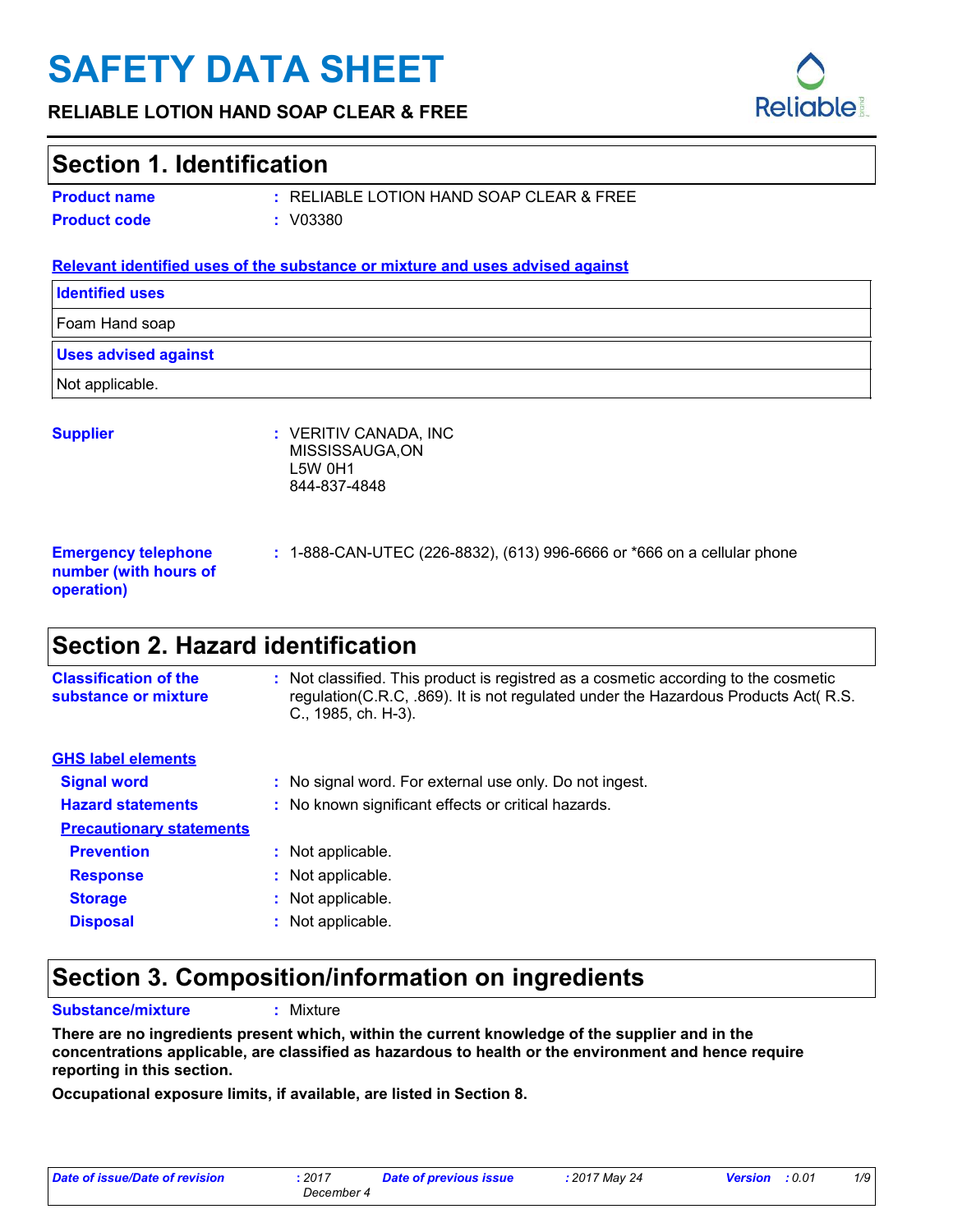# SAFETY DATA SHEET

**RELIABLE LOTION HAND SOAP CLEAR & FREE**

## Section 1. Identification

**Product name** : RELIABLE LOTION HAND SOAP CLEAR & FREE

**Product code** : V03380

**Relevant identified uses of the substance or mixture and uses advised against**

| Identified uses |
|---|
| Foam Hand soap |

| Uses advised against |
|---|
| Not applicable. |

**Supplier** : VERITIV CANADA, INC
MISSISSAUGA,ON
L5W 0H1
844-837-4848

**Emergency telephone number (with hours of operation)** : 1-888-CAN-UTEC (226-8832), (613) 996-6666 or *666 on a cellular phone

## Section 2. Hazard identification

**Classification of the substance or mixture** : Not classified. This product is registred as a cosmetic according to the cosmetic regulation(C.R.C, .869). It is not regulated under the Hazardous Products Act( R.S. C., 1985, ch. H-3).

**GHS label elements**

**Signal word** : No signal word. For external use only. Do not ingest.

**Hazard statements** : No known significant effects or critical hazards.

**Precautionary statements**

**Prevention** : Not applicable.

**Response** : Not applicable.

**Storage** : Not applicable.

**Disposal** : Not applicable.

## Section 3. Composition/information on ingredients

**Substance/mixture** : Mixture

**There are no ingredients present which, within the current knowledge of the supplier and in the concentrations applicable, are classified as hazardous to health or the environment and hence require reporting in this section.**

**Occupational exposure limits, if available, are listed in Section 8.**

*Date of issue/Date of revision* : 2017 December 4 | *Date of previous issue* : 2017 May 24 | *Version* : 0.01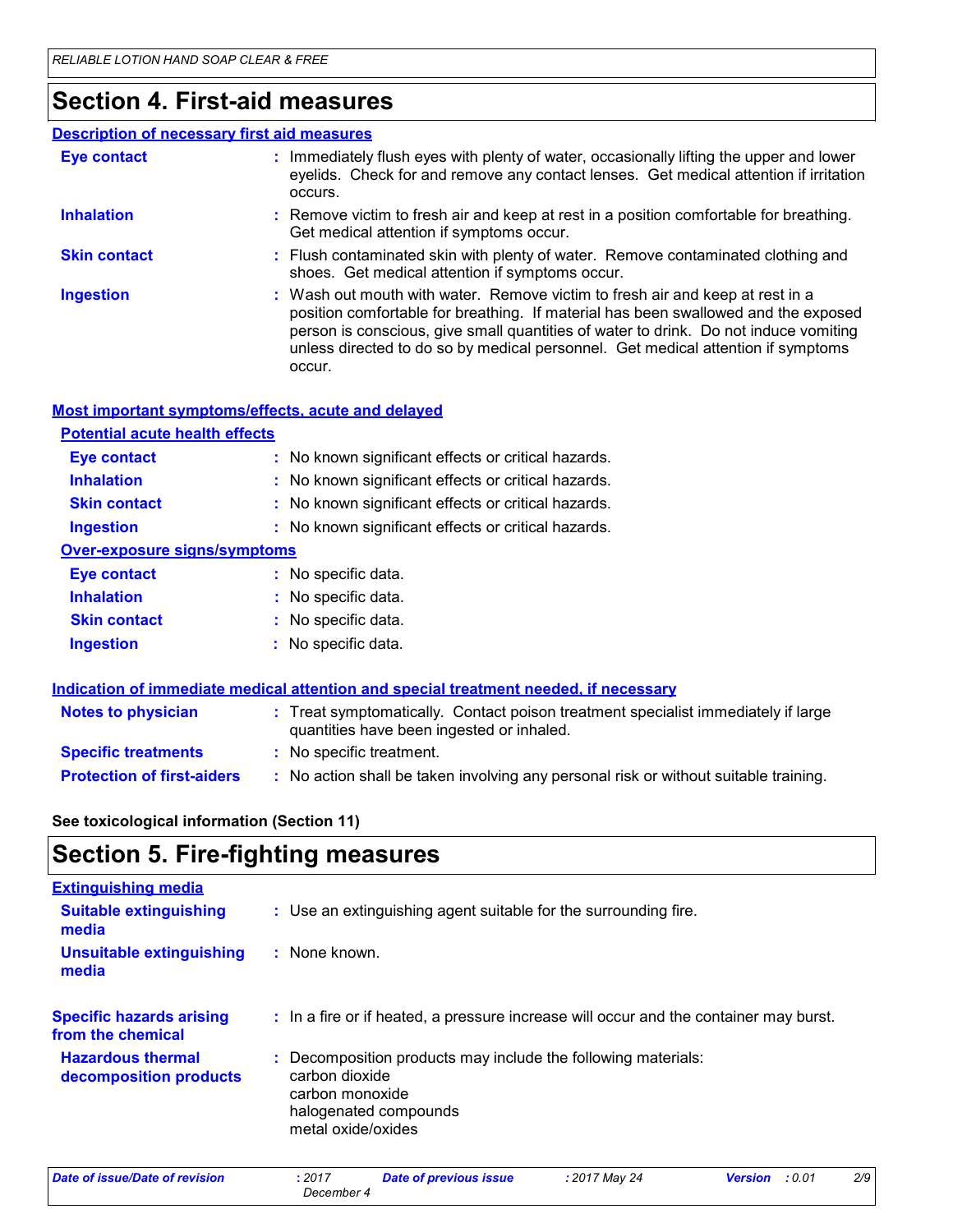## Section 4. First-aid measures

### Description of necessary first aid measures

| | |
|---|---|
| **Eye contact** | : Immediately flush eyes with plenty of water, occasionally lifting the upper and lower eyelids. Check for and remove any contact lenses. Get medical attention if irritation occurs. |
| **Inhalation** | : Remove victim to fresh air and keep at rest in a position comfortable for breathing. Get medical attention if symptoms occur. |
| **Skin contact** | : Flush contaminated skin with plenty of water. Remove contaminated clothing and shoes. Get medical attention if symptoms occur. |
| **Ingestion** | : Wash out mouth with water. Remove victim to fresh air and keep at rest in a position comfortable for breathing. If material has been swallowed and the exposed person is conscious, give small quantities of water to drink. Do not induce vomiting unless directed to do so by medical personnel. Get medical attention if symptoms occur. |

### Most important symptoms/effects, acute and delayed

**Potential acute health effects**

| | |
|---|---|
| **Eye contact** | : No known significant effects or critical hazards. |
| **Inhalation** | : No known significant effects or critical hazards. |
| **Skin contact** | : No known significant effects or critical hazards. |
| **Ingestion** | : No known significant effects or critical hazards. |

**Over-exposure signs/symptoms**

| | |
|---|---|
| **Eye contact** | : No specific data. |
| **Inhalation** | : No specific data. |
| **Skin contact** | : No specific data. |
| **Ingestion** | : No specific data. |

### Indication of immediate medical attention and special treatment needed, if necessary

| | |
|---|---|
| **Notes to physician** | : Treat symptomatically. Contact poison treatment specialist immediately if large quantities have been ingested or inhaled. |
| **Specific treatments** | : No specific treatment. |
| **Protection of first-aiders** | : No action shall be taken involving any personal risk or without suitable training. |

**See toxicological information (Section 11)**

## Section 5. Fire-fighting measures

### Extinguishing media

| | |
|---|---|
| **Suitable extinguishing media** | : Use an extinguishing agent suitable for the surrounding fire. |
| **Unsuitable extinguishing media** | : None known. |

| | |
|---|---|
| **Specific hazards arising from the chemical** | : In a fire or if heated, a pressure increase will occur and the container may burst. |
| **Hazardous thermal decomposition products** | : Decomposition products may include the following materials:<br>carbon dioxide<br>carbon monoxide<br>halogenated compounds<br>metal oxide/oxides |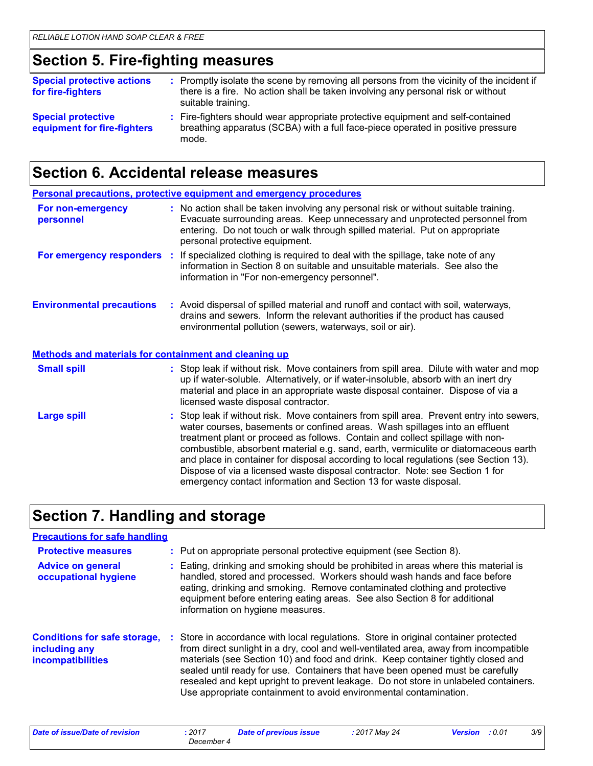## Section 5. Fire-fighting measures

**Special protective actions for fire-fighters** : Promptly isolate the scene by removing all persons from the vicinity of the incident if there is a fire. No action shall be taken involving any personal risk or without suitable training.

**Special protective equipment for fire-fighters** : Fire-fighters should wear appropriate protective equipment and self-contained breathing apparatus (SCBA) with a full face-piece operated in positive pressure mode.

## Section 6. Accidental release measures

### Personal precautions, protective equipment and emergency procedures

**For non-emergency personnel** : No action shall be taken involving any personal risk or without suitable training. Evacuate surrounding areas. Keep unnecessary and unprotected personnel from entering. Do not touch or walk through spilled material. Put on appropriate personal protective equipment.

**For emergency responders** : If specialized clothing is required to deal with the spillage, take note of any information in Section 8 on suitable and unsuitable materials. See also the information in "For non-emergency personnel".

**Environmental precautions** : Avoid dispersal of spilled material and runoff and contact with soil, waterways, drains and sewers. Inform the relevant authorities if the product has caused environmental pollution (sewers, waterways, soil or air).

### Methods and materials for containment and cleaning up

**Small spill** : Stop leak if without risk. Move containers from spill area. Dilute with water and mop up if water-soluble. Alternatively, or if water-insoluble, absorb with an inert dry material and place in an appropriate waste disposal container. Dispose of via a licensed waste disposal contractor.

**Large spill** : Stop leak if without risk. Move containers from spill area. Prevent entry into sewers, water courses, basements or confined areas. Wash spillages into an effluent treatment plant or proceed as follows. Contain and collect spillage with non-combustible, absorbent material e.g. sand, earth, vermiculite or diatomaceous earth and place in container for disposal according to local regulations (see Section 13). Dispose of via a licensed waste disposal contractor. Note: see Section 1 for emergency contact information and Section 13 for waste disposal.

## Section 7. Handling and storage

### Precautions for safe handling

**Protective measures** : Put on appropriate personal protective equipment (see Section 8).

**Advice on general occupational hygiene** : Eating, drinking and smoking should be prohibited in areas where this material is handled, stored and processed. Workers should wash hands and face before eating, drinking and smoking. Remove contaminated clothing and protective equipment before entering eating areas. See also Section 8 for additional information on hygiene measures.

**Conditions for safe storage, including any incompatibilities** : Store in accordance with local regulations. Store in original container protected from direct sunlight in a dry, cool and well-ventilated area, away from incompatible materials (see Section 10) and food and drink. Keep container tightly closed and sealed until ready for use. Containers that have been opened must be carefully resealed and kept upright to prevent leakage. Do not store in unlabeled containers. Use appropriate containment to avoid environmental contamination.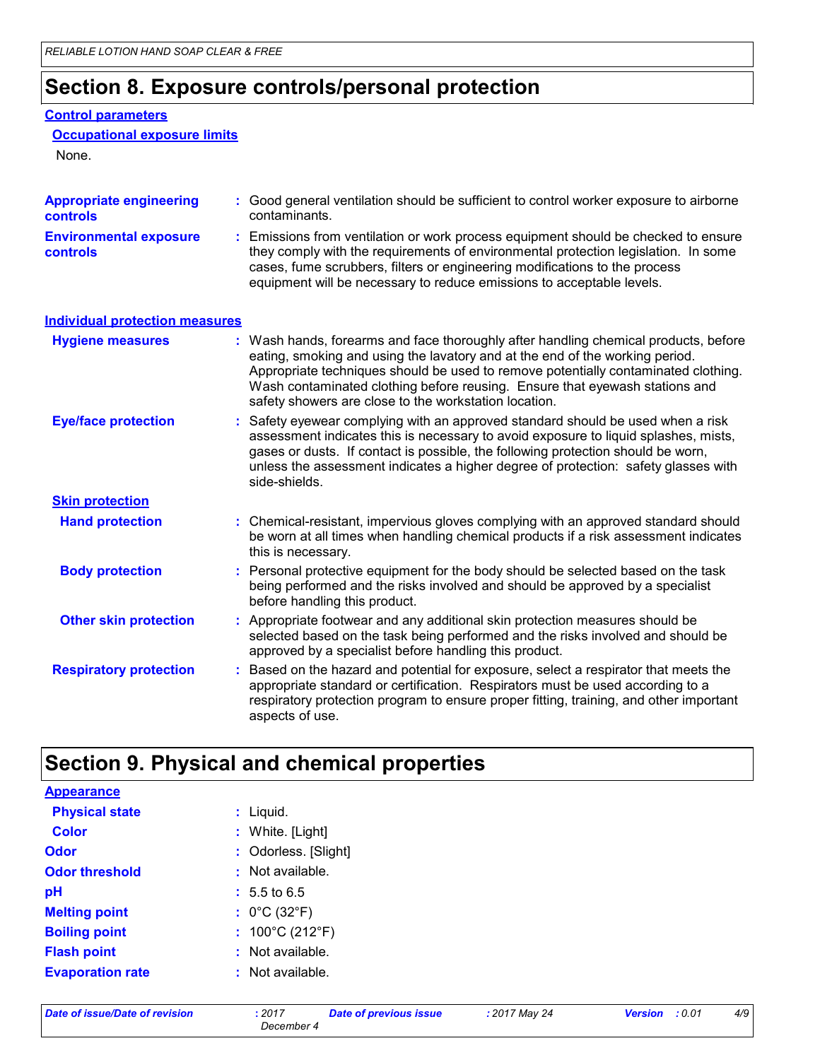# Section 8. Exposure controls/personal protection

**Control parameters**

**Occupational exposure limits**

None.

**Appropriate engineering controls** : Good general ventilation should be sufficient to control worker exposure to airborne contaminants.

**Environmental exposure controls** : Emissions from ventilation or work process equipment should be checked to ensure they comply with the requirements of environmental protection legislation. In some cases, fume scrubbers, filters or engineering modifications to the process equipment will be necessary to reduce emissions to acceptable levels.

**Individual protection measures**

**Hygiene measures** : Wash hands, forearms and face thoroughly after handling chemical products, before eating, smoking and using the lavatory and at the end of the working period. Appropriate techniques should be used to remove potentially contaminated clothing. Wash contaminated clothing before reusing. Ensure that eyewash stations and safety showers are close to the workstation location.

**Eye/face protection** : Safety eyewear complying with an approved standard should be used when a risk assessment indicates this is necessary to avoid exposure to liquid splashes, mists, gases or dusts. If contact is possible, the following protection should be worn, unless the assessment indicates a higher degree of protection: safety glasses with side-shields.

**Skin protection**

**Hand protection** : Chemical-resistant, impervious gloves complying with an approved standard should be worn at all times when handling chemical products if a risk assessment indicates this is necessary.

**Body protection** : Personal protective equipment for the body should be selected based on the task being performed and the risks involved and should be approved by a specialist before handling this product.

**Other skin protection** : Appropriate footwear and any additional skin protection measures should be selected based on the task being performed and the risks involved and should be approved by a specialist before handling this product.

**Respiratory protection** : Based on the hazard and potential for exposure, select a respirator that meets the appropriate standard or certification. Respirators must be used according to a respiratory protection program to ensure proper fitting, training, and other important aspects of use.

# Section 9. Physical and chemical properties

**Appearance**

**Physical state** : Liquid.

**Color** : White. [Light]

**Odor** : Odorless. [Slight]

**Odor threshold** : Not available.

**pH** : 5.5 to 6.5

**Melting point** : 0°C (32°F)

**Boiling point** : 100°C (212°F)

**Flash point** : Not available.

**Evaporation rate** : Not available.

*Date of issue/Date of revision* : 2017 December 4 *Date of previous issue* : 2017 May 24 *Version* : 0.01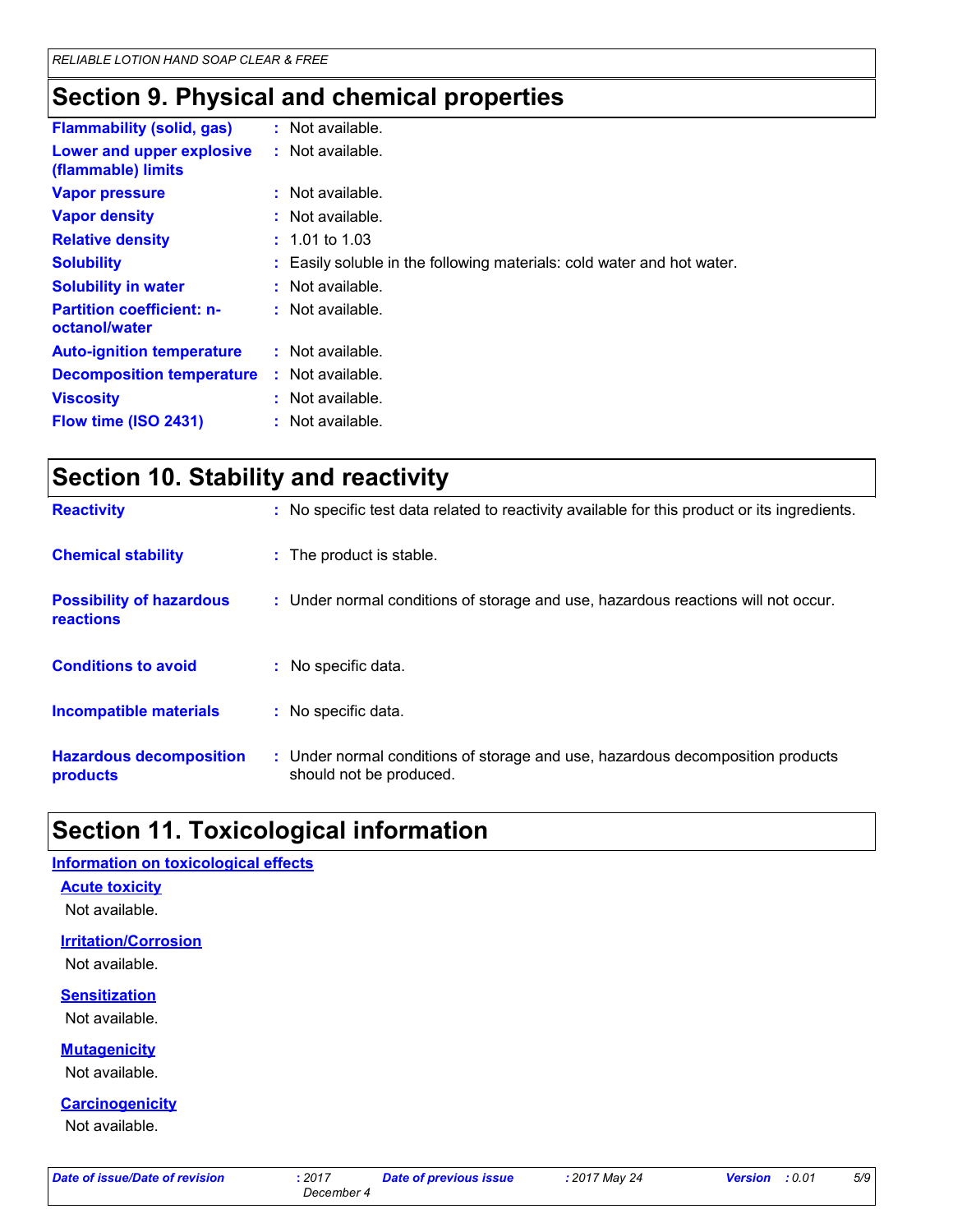## Section 9. Physical and chemical properties

| | |
|---|---|
| **Flammability (solid, gas)** | : Not available. |
| **Lower and upper explosive (flammable) limits** | : Not available. |
| **Vapor pressure** | : Not available. |
| **Vapor density** | : Not available. |
| **Relative density** | : 1.01 to 1.03 |
| **Solubility** | : Easily soluble in the following materials: cold water and hot water. |
| **Solubility in water** | : Not available. |
| **Partition coefficient: n-octanol/water** | : Not available. |
| **Auto-ignition temperature** | : Not available. |
| **Decomposition temperature** | : Not available. |
| **Viscosity** | : Not available. |
| **Flow time (ISO 2431)** | : Not available. |

## Section 10. Stability and reactivity

| | |
|---|---|
| **Reactivity** | : No specific test data related to reactivity available for this product or its ingredients. |
| **Chemical stability** | : The product is stable. |
| **Possibility of hazardous reactions** | : Under normal conditions of storage and use, hazardous reactions will not occur. |
| **Conditions to avoid** | : No specific data. |
| **Incompatible materials** | : No specific data. |
| **Hazardous decomposition products** | : Under normal conditions of storage and use, hazardous decomposition products should not be produced. |

## Section 11. Toxicological information

### Information on toxicological effects

#### Acute toxicity

Not available.

#### Irritation/Corrosion

Not available.

#### Sensitization

Not available.

#### Mutagenicity

Not available.

#### Carcinogenicity

Not available.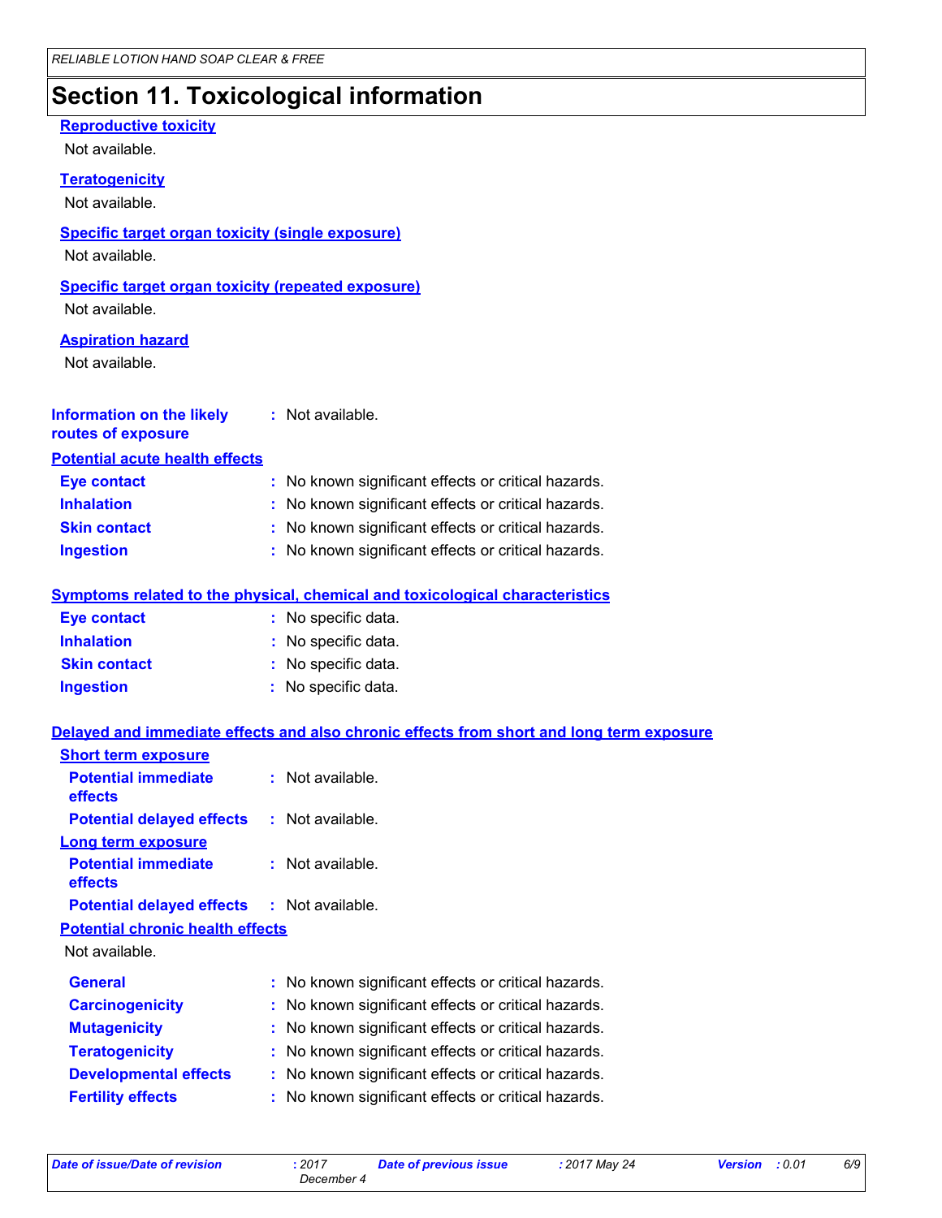## Section 11. Toxicological information

**Reproductive toxicity**

Not available.

**Teratogenicity**

Not available.

**Specific target organ toxicity (single exposure)**

Not available.

**Specific target organ toxicity (repeated exposure)**

Not available.

**Aspiration hazard**

Not available.

**Information on the likely routes of exposure** : Not available.

**Potential acute health effects**

| | |
|---|---|
| **Eye contact** | : No known significant effects or critical hazards. |
| **Inhalation** | : No known significant effects or critical hazards. |
| **Skin contact** | : No known significant effects or critical hazards. |
| **Ingestion** | : No known significant effects or critical hazards. |

**Symptoms related to the physical, chemical and toxicological characteristics**

| | |
|---|---|
| **Eye contact** | : No specific data. |
| **Inhalation** | : No specific data. |
| **Skin contact** | : No specific data. |
| **Ingestion** | : No specific data. |

**Delayed and immediate effects and also chronic effects from short and long term exposure**

**Short term exposure**

| | |
|---|---|
| **Potential immediate effects** | : Not available. |
| **Potential delayed effects** | : Not available. |

**Long term exposure**

| | |
|---|---|
| **Potential immediate effects** | : Not available. |
| **Potential delayed effects** | : Not available. |

**Potential chronic health effects**

Not available.

| | |
|---|---|
| **General** | : No known significant effects or critical hazards. |
| **Carcinogenicity** | : No known significant effects or critical hazards. |
| **Mutagenicity** | : No known significant effects or critical hazards. |
| **Teratogenicity** | : No known significant effects or critical hazards. |
| **Developmental effects** | : No known significant effects or critical hazards. |
| **Fertility effects** | : No known significant effects or critical hazards. |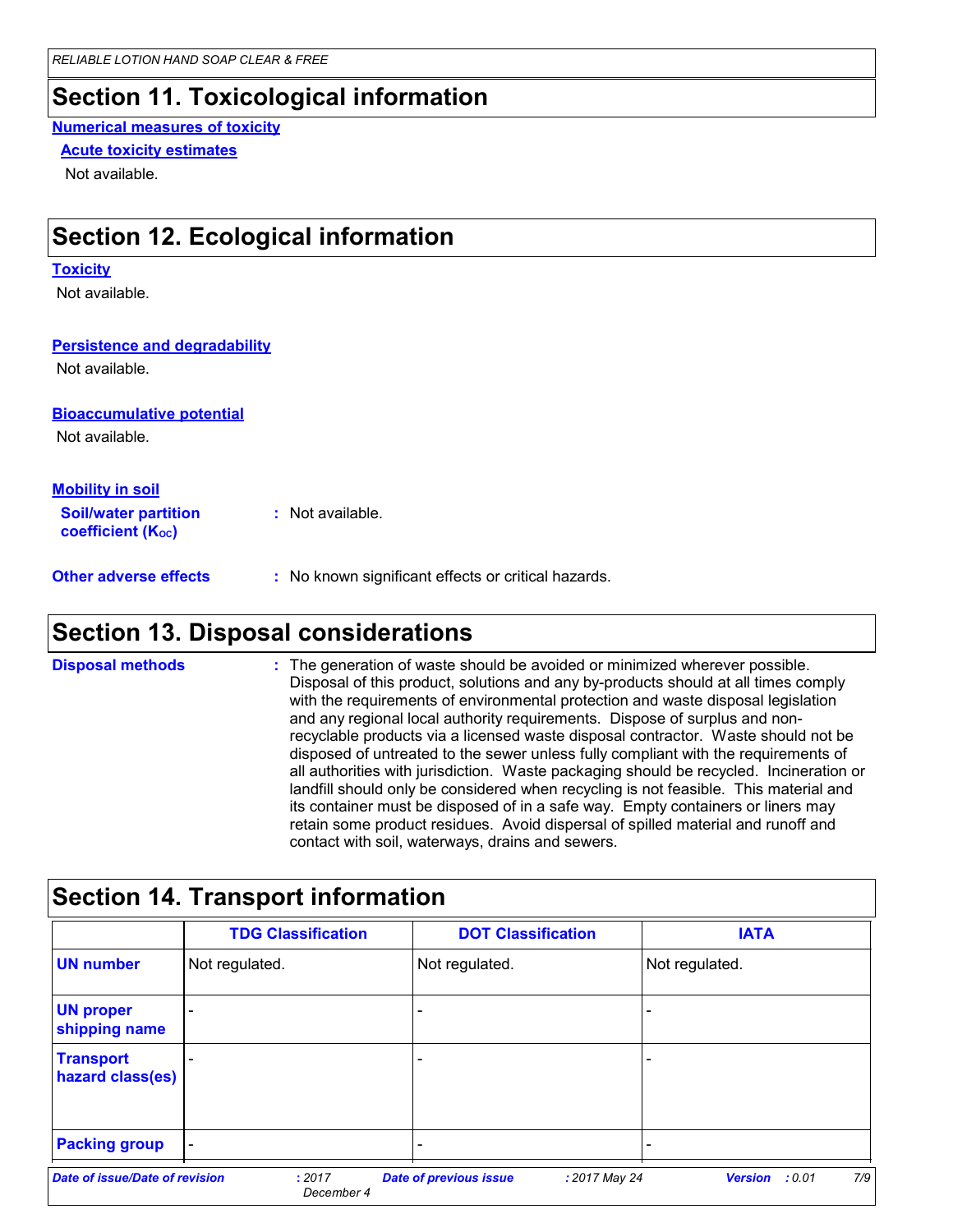## Section 11. Toxicological information

**Numerical measures of toxicity**

**Acute toxicity estimates**

Not available.

## Section 12. Ecological information

**Toxicity**

Not available.

**Persistence and degradability**

Not available.

**Bioaccumulative potential**

Not available.

**Mobility in soil**

**Soil/water partition coefficient ($K_{OC}$)** : Not available.

**Other adverse effects** : No known significant effects or critical hazards.

## Section 13. Disposal considerations

**Disposal methods** : The generation of waste should be avoided or minimized wherever possible. Disposal of this product, solutions and any by-products should at all times comply with the requirements of environmental protection and waste disposal legislation and any regional local authority requirements. Dispose of surplus and non-recyclable products via a licensed waste disposal contractor. Waste should not be disposed of untreated to the sewer unless fully compliant with the requirements of all authorities with jurisdiction. Waste packaging should be recycled. Incineration or landfill should only be considered when recycling is not feasible. This material and its container must be disposed of in a safe way. Empty containers or liners may retain some product residues. Avoid dispersal of spilled material and runoff and contact with soil, waterways, drains and sewers.

## Section 14. Transport information

| | TDG Classification | DOT Classification | IATA |
|---|---|---|---|
| **UN number** | Not regulated. | Not regulated. | Not regulated. |
| **UN proper shipping name** | - | - | - |
| **Transport hazard class(es)** | - | - | - |
| **Packing group** | - | - | - |

*Date of issue/Date of revision* : 2017 December 4 *Date of previous issue* : 2017 May 24 *Version* : 0.01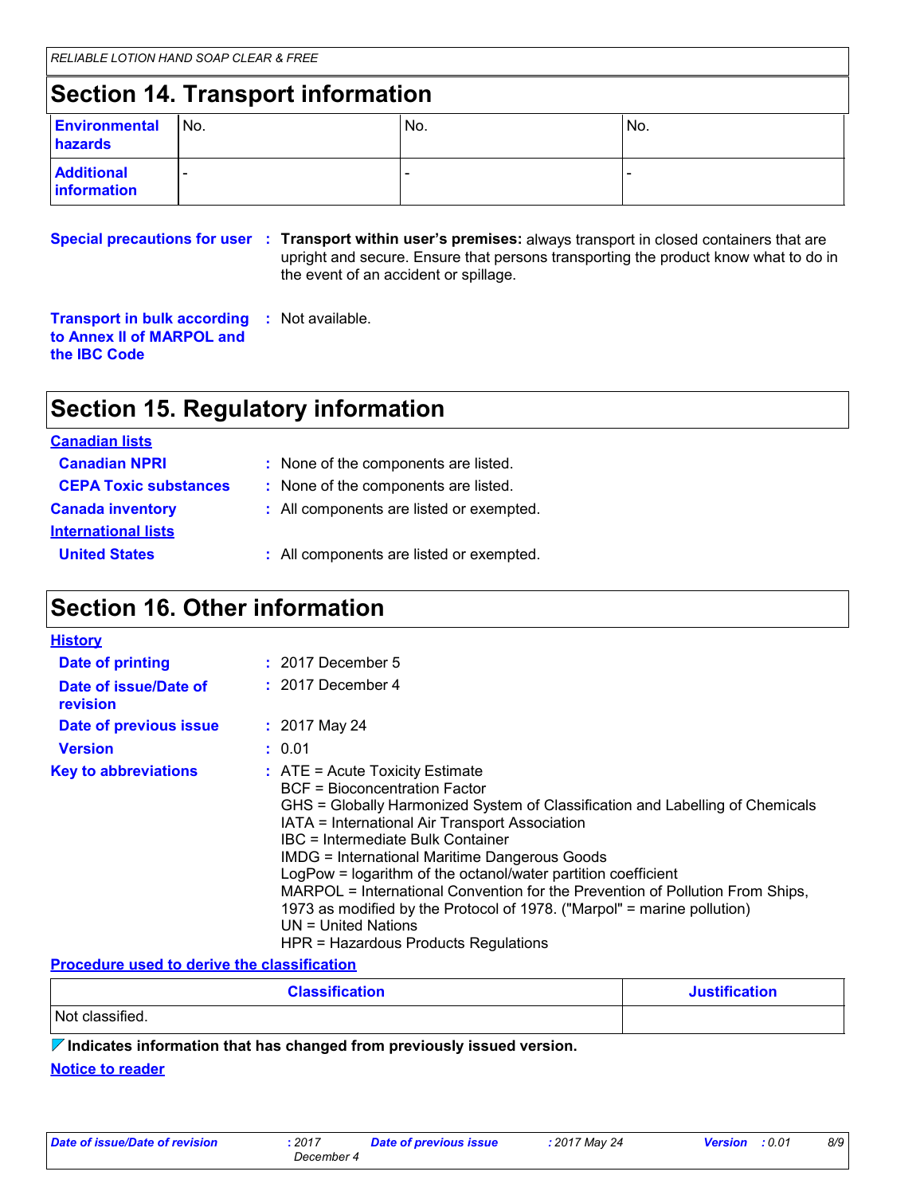## Section 14. Transport information

| | | | |
|---|---|---|---|
| **Environmental hazards** | No. | No. | No. |
| **Additional information** | - | - | - |

**Special precautions for user** : **Transport within user's premises:** always transport in closed containers that are upright and secure. Ensure that persons transporting the product know what to do in the event of an accident or spillage.

**Transport in bulk according to Annex II of MARPOL and the IBC Code** : Not available.

## Section 15. Regulatory information

**Canadian lists**

**Canadian NPRI** : None of the components are listed.

**CEPA Toxic substances** : None of the components are listed.

**Canada inventory** : All components are listed or exempted.

**International lists**

**United States** : All components are listed or exempted.

## Section 16. Other information

**History**

**Date of printing** : 2017 December 5

**Date of issue/Date of revision** : 2017 December 4

**Date of previous issue** : 2017 May 24

**Version** : 0.01

**Key to abbreviations** : ATE = Acute Toxicity Estimate
BCF = Bioconcentration Factor
GHS = Globally Harmonized System of Classification and Labelling of Chemicals
IATA = International Air Transport Association
IBC = Intermediate Bulk Container
IMDG = International Maritime Dangerous Goods
LogPow = logarithm of the octanol/water partition coefficient
MARPOL = International Convention for the Prevention of Pollution From Ships, 1973 as modified by the Protocol of 1978. ("Marpol" = marine pollution)
UN = United Nations
HPR = Hazardous Products Regulations

**Procedure used to derive the classification**

| Classification | Justification |
|---|---|
| Not classified. | |

**Indicates information that has changed from previously issued version.**

**Notice to reader**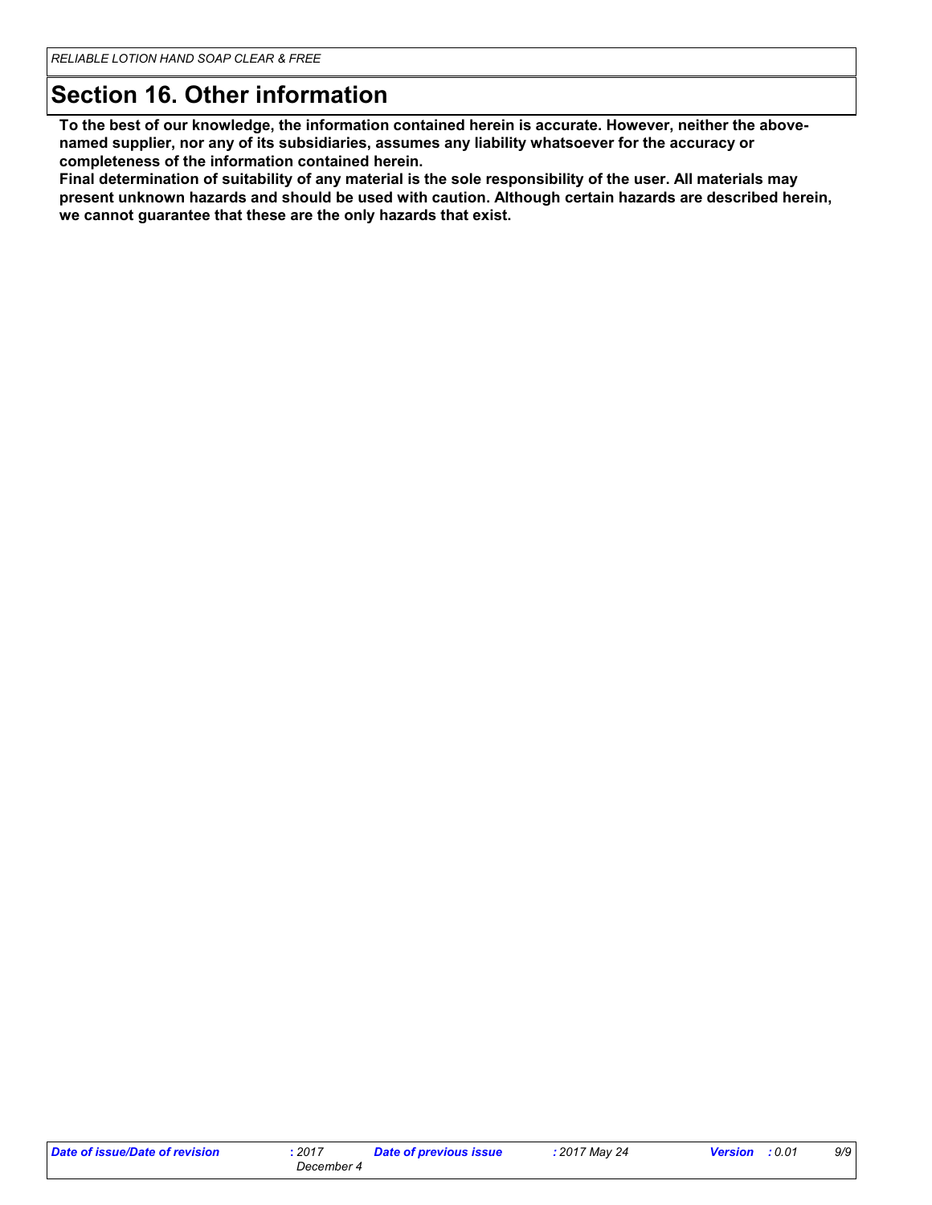## Section 16. Other information

**To the best of our knowledge, the information contained herein is accurate. However, neither the above-named supplier, nor any of its subsidiaries, assumes any liability whatsoever for the accuracy or completeness of the information contained herein.**

**Final determination of suitability of any material is the sole responsibility of the user. All materials may present unknown hazards and should be used with caution. Although certain hazards are described herein, we cannot guarantee that these are the only hazards that exist.**